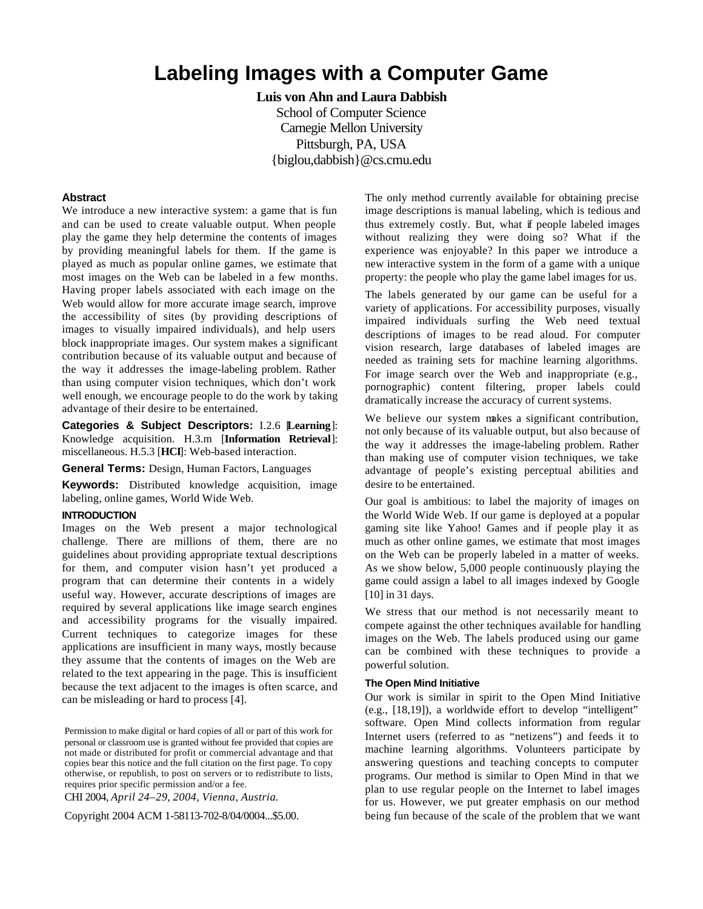# Labeling Images with a Computer Game

**Luis von Ahn and Laura Dabbish**
School of Computer Science
Carnegie Mellon University
Pittsburgh, PA, USA
{biglou,dabbish}@cs.cmu.edu

## Abstract

We introduce a new interactive system: a game that is fun and can be used to create valuable output. When people play the game they help determine the contents of images by providing meaningful labels for them. If the game is played as much as popular online games, we estimate that most images on the Web can be labeled in a few months. Having proper labels associated with each image on the Web would allow for more accurate image search, improve the accessibility of sites (by providing descriptions of images to visually impaired individuals), and help users block inappropriate images. Our system makes a significant contribution because of its valuable output and because of the way it addresses the image-labeling problem. Rather than using computer vision techniques, which don't work well enough, we encourage people to do the work by taking advantage of their desire to be entertained.

**Categories & Subject Descriptors:** I.2.6 [**Learning**]: Knowledge acquisition. H.3.m [**Information Retrieval**]: miscellaneous. H.5.3 [**HCI**]: Web-based interaction.

**General Terms:** Design, Human Factors, Languages

**Keywords:** Distributed knowledge acquisition, image labeling, online games, World Wide Web.

## INTRODUCTION

Images on the Web present a major technological challenge. There are millions of them, there are no guidelines about providing appropriate textual descriptions for them, and computer vision hasn't yet produced a program that can determine their contents in a widely useful way. However, accurate descriptions of images are required by several applications like image search engines and accessibility programs for the visually impaired. Current techniques to categorize images for these applications are insufficient in many ways, mostly because they assume that the contents of images on the Web are related to the text appearing in the page. This is insufficient because the text adjacent to the images is often scarce, and can be misleading or hard to process [4].

Permission to make digital or hard copies of all or part of this work for personal or classroom use is granted without fee provided that copies are not made or distributed for profit or commercial advantage and that copies bear this notice and the full citation on the first page. To copy otherwise, or republish, to post on servers or to redistribute to lists, requires prior specific permission and/or a fee.
CHI 2004, *April 24–29, 2004, Vienna, Austria.*
Copyright 2004 ACM 1-58113-702-8/04/0004...$5.00.

The only method currently available for obtaining precise image descriptions is manual labeling, which is tedious and thus extremely costly. But, what if people labeled images without realizing they were doing so? What if the experience was enjoyable? In this paper we introduce a new interactive system in the form of a game with a unique property: the people who play the game label images for us.

The labels generated by our game can be useful for a variety of applications. For accessibility purposes, visually impaired individuals surfing the Web need textual descriptions of images to be read aloud. For computer vision research, large databases of labeled images are needed as training sets for machine learning algorithms. For image search over the Web and inappropriate (e.g., pornographic) content filtering, proper labels could dramatically increase the accuracy of current systems.

We believe our system makes a significant contribution, not only because of its valuable output, but also because of the way it addresses the image-labeling problem. Rather than making use of computer vision techniques, we take advantage of people's existing perceptual abilities and desire to be entertained.

Our goal is ambitious: to label the majority of images on the World Wide Web. If our game is deployed at a popular gaming site like Yahoo! Games and if people play it as much as other online games, we estimate that most images on the Web can be properly labeled in a matter of weeks. As we show below, 5,000 people continuously playing the game could assign a label to all images indexed by Google [10] in 31 days.

We stress that our method is not necessarily meant to compete against the other techniques available for handling images on the Web. The labels produced using our game can be combined with these techniques to provide a powerful solution.

### The Open Mind Initiative

Our work is similar in spirit to the Open Mind Initiative (e.g., [18,19]), a worldwide effort to develop "intelligent" software. Open Mind collects information from regular Internet users (referred to as "netizens") and feeds it to machine learning algorithms. Volunteers participate by answering questions and teaching concepts to computer programs. Our method is similar to Open Mind in that we plan to use regular people on the Internet to label images for us. However, we put greater emphasis on our method being fun because of the scale of the problem that we want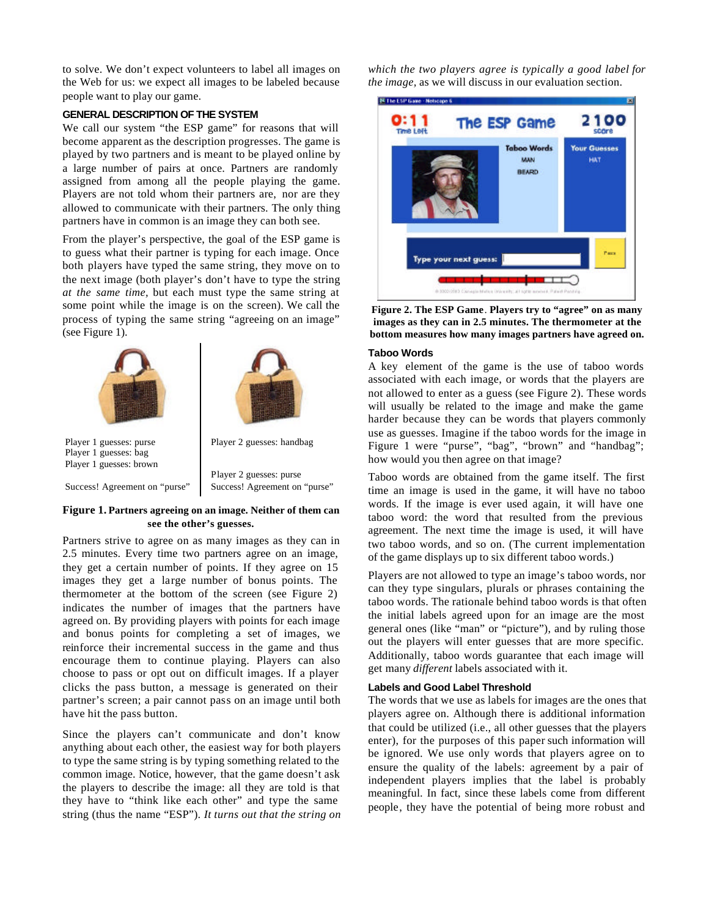to solve. We don't expect volunteers to label all images on the Web for us: we expect all images to be labeled because people want to play our game.

### GENERAL DESCRIPTION OF THE SYSTEM

We call our system "the ESP game" for reasons that will become apparent as the description progresses. The game is played by two partners and is meant to be played online by a large number of pairs at once. Partners are randomly assigned from among all the people playing the game. Players are not told whom their partners are, nor are they allowed to communicate with their partners. The only thing partners have in common is an image they can both see.

From the player's perspective, the goal of the ESP game is to guess what their partner is typing for each image. Once both players have typed the same string, they move on to the next image (both player's don't have to type the string *at the same time*, but each must type the same string at some point while the image is on the screen). We call the process of typing the same string "agreeing on an image" (see Figure 1).

Player 1 guesses: purse
Player 1 guesses: bag
Player 1 guesses: brown

Success! Agreement on "purse"

Player 2 guesses: handbag

Player 2 guesses: purse
Success! Agreement on "purse"

**Figure 1. Partners agreeing on an image. Neither of them can see the other's guesses.**

Partners strive to agree on as many images as they can in 2.5 minutes. Every time two partners agree on an image, they get a certain number of points. If they agree on 15 images they get a large number of bonus points. The thermometer at the bottom of the screen (see Figure 2) indicates the number of images that the partners have agreed on. By providing players with points for each image and bonus points for completing a set of images, we reinforce their incremental success in the game and thus encourage them to continue playing. Players can also choose to pass or opt out on difficult images. If a player clicks the pass button, a message is generated on their partner's screen; a pair cannot pass on an image until both have hit the pass button.

Since the players can't communicate and don't know anything about each other, the easiest way for both players to type the same string is by typing something related to the common image. Notice, however, that the game doesn't ask the players to describe the image: all they are told is that they have to "think like each other" and type the same string (thus the name "ESP"). *It turns out that the string on which the two players agree is typically a good label for the image,* as we will discuss in our evaluation section.

**Figure 2. The ESP Game. Players try to "agree" on as many images as they can in 2.5 minutes. The thermometer at the bottom measures how many images partners have agreed on.**

### Taboo Words

A key element of the game is the use of taboo words associated with each image, or words that the players are not allowed to enter as a guess (see Figure 2). These words will usually be related to the image and make the game harder because they can be words that players commonly use as guesses. Imagine if the taboo words for the image in Figure 1 were "purse", "bag", "brown" and "handbag"; how would you then agree on that image?

Taboo words are obtained from the game itself. The first time an image is used in the game, it will have no taboo words. If the image is ever used again, it will have one taboo word: the word that resulted from the previous agreement. The next time the image is used, it will have two taboo words, and so on. (The current implementation of the game displays up to six different taboo words.)

Players are not allowed to type an image's taboo words, nor can they type singulars, plurals or phrases containing the taboo words. The rationale behind taboo words is that often the initial labels agreed upon for an image are the most general ones (like "man" or "picture"), and by ruling those out the players will enter guesses that are more specific. Additionally, taboo words guarantee that each image will get many *different* labels associated with it.

### Labels and Good Label Threshold

The words that we use as labels for images are the ones that players agree on. Although there is additional information that could be utilized (i.e., all other guesses that the players enter), for the purposes of this paper such information will be ignored. We use only words that players agree on to ensure the quality of the labels: agreement by a pair of independent players implies that the label is probably meaningful. In fact, since these labels come from different people, they have the potential of being more robust and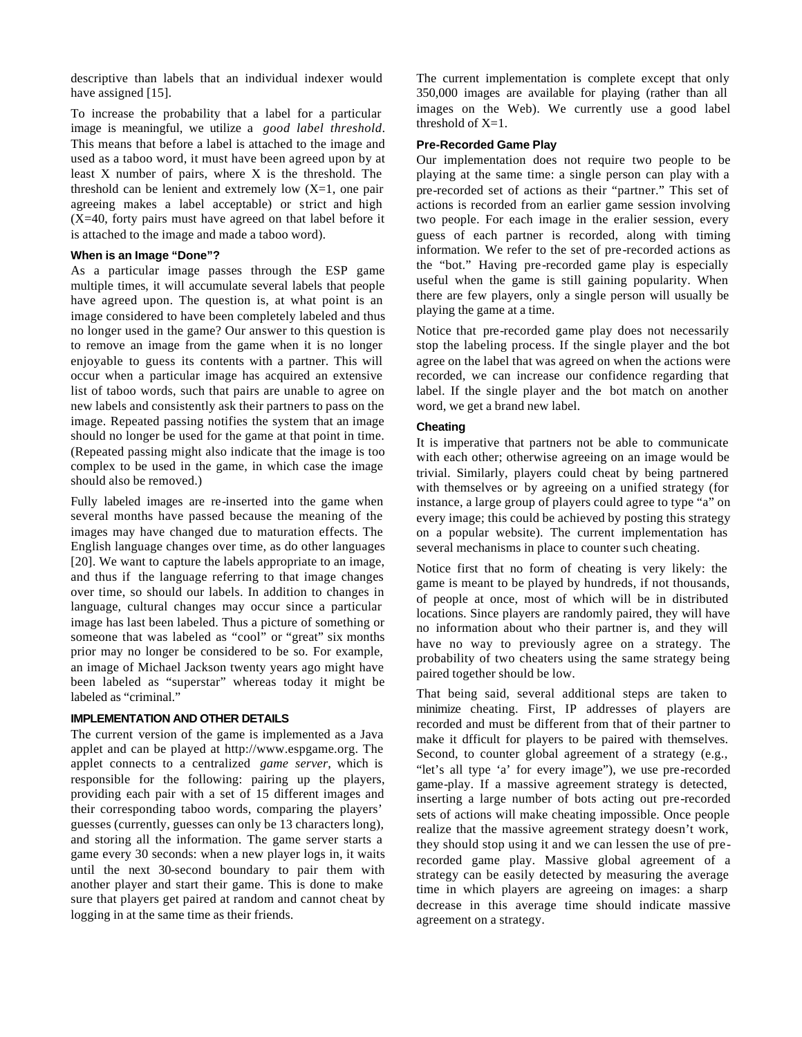descriptive than labels that an individual indexer would have assigned [15].

To increase the probability that a label for a particular image is meaningful, we utilize a *good label threshold*. This means that before a label is attached to the image and used as a taboo word, it must have been agreed upon by at least X number of pairs, where X is the threshold. The threshold can be lenient and extremely low (X=1, one pair agreeing makes a label acceptable) or strict and high (X=40, forty pairs must have agreed on that label before it is attached to the image and made a taboo word).

### When is an Image "Done"?

As a particular image passes through the ESP game multiple times, it will accumulate several labels that people have agreed upon. The question is, at what point is an image considered to have been completely labeled and thus no longer used in the game? Our answer to this question is to remove an image from the game when it is no longer enjoyable to guess its contents with a partner. This will occur when a particular image has acquired an extensive list of taboo words, such that pairs are unable to agree on new labels and consistently ask their partners to pass on the image. Repeated passing notifies the system that an image should no longer be used for the game at that point in time. (Repeated passing might also indicate that the image is too complex to be used in the game, in which case the image should also be removed.)

Fully labeled images are re-inserted into the game when several months have passed because the meaning of the images may have changed due to maturation effects. The English language changes over time, as do other languages [20]. We want to capture the labels appropriate to an image, and thus if the language referring to that image changes over time, so should our labels. In addition to changes in language, cultural changes may occur since a particular image has last been labeled. Thus a picture of something or someone that was labeled as "cool" or "great" six months prior may no longer be considered to be so. For example, an image of Michael Jackson twenty years ago might have been labeled as "superstar" whereas today it might be labeled as "criminal."

## IMPLEMENTATION AND OTHER DETAILS

The current version of the game is implemented as a Java applet and can be played at http://www.espgame.org. The applet connects to a centralized *game server*, which is responsible for the following: pairing up the players, providing each pair with a set of 15 different images and their corresponding taboo words, comparing the players' guesses (currently, guesses can only be 13 characters long), and storing all the information. The game server starts a game every 30 seconds: when a new player logs in, it waits until the next 30-second boundary to pair them with another player and start their game. This is done to make sure that players get paired at random and cannot cheat by logging in at the same time as their friends.

The current implementation is complete except that only 350,000 images are available for playing (rather than all images on the Web). We currently use a good label threshold of X=1.

### Pre-Recorded Game Play

Our implementation does not require two people to be playing at the same time: a single person can play with a pre-recorded set of actions as their "partner." This set of actions is recorded from an earlier game session involving two people. For each image in the eralier session, every guess of each partner is recorded, along with timing information. We refer to the set of pre-recorded actions as the "bot." Having pre-recorded game play is especially useful when the game is still gaining popularity. When there are few players, only a single person will usually be playing the game at a time.

Notice that pre-recorded game play does not necessarily stop the labeling process. If the single player and the bot agree on the label that was agreed on when the actions were recorded, we can increase our confidence regarding that label. If the single player and the bot match on another word, we get a brand new label.

### Cheating

It is imperative that partners not be able to communicate with each other; otherwise agreeing on an image would be trivial. Similarly, players could cheat by being partnered with themselves or by agreeing on a unified strategy (for instance, a large group of players could agree to type "a" on every image; this could be achieved by posting this strategy on a popular website). The current implementation has several mechanisms in place to counter such cheating.

Notice first that no form of cheating is very likely: the game is meant to be played by hundreds, if not thousands, of people at once, most of which will be in distributed locations. Since players are randomly paired, they will have no information about who their partner is, and they will have no way to previously agree on a strategy. The probability of two cheaters using the same strategy being paired together should be low.

That being said, several additional steps are taken to minimize cheating. First, IP addresses of players are recorded and must be different from that of their partner to make it dfficult for players to be paired with themselves. Second, to counter global agreement of a strategy (e.g., "let's all type 'a' for every image"), we use pre-recorded game-play. If a massive agreement strategy is detected, inserting a large number of bots acting out pre-recorded sets of actions will make cheating impossible. Once people realize that the massive agreement strategy doesn't work, they should stop using it and we can lessen the use of pre-recorded game play. Massive global agreement of a strategy can be easily detected by measuring the average time in which players are agreeing on images: a sharp decrease in this average time should indicate massive agreement on a strategy.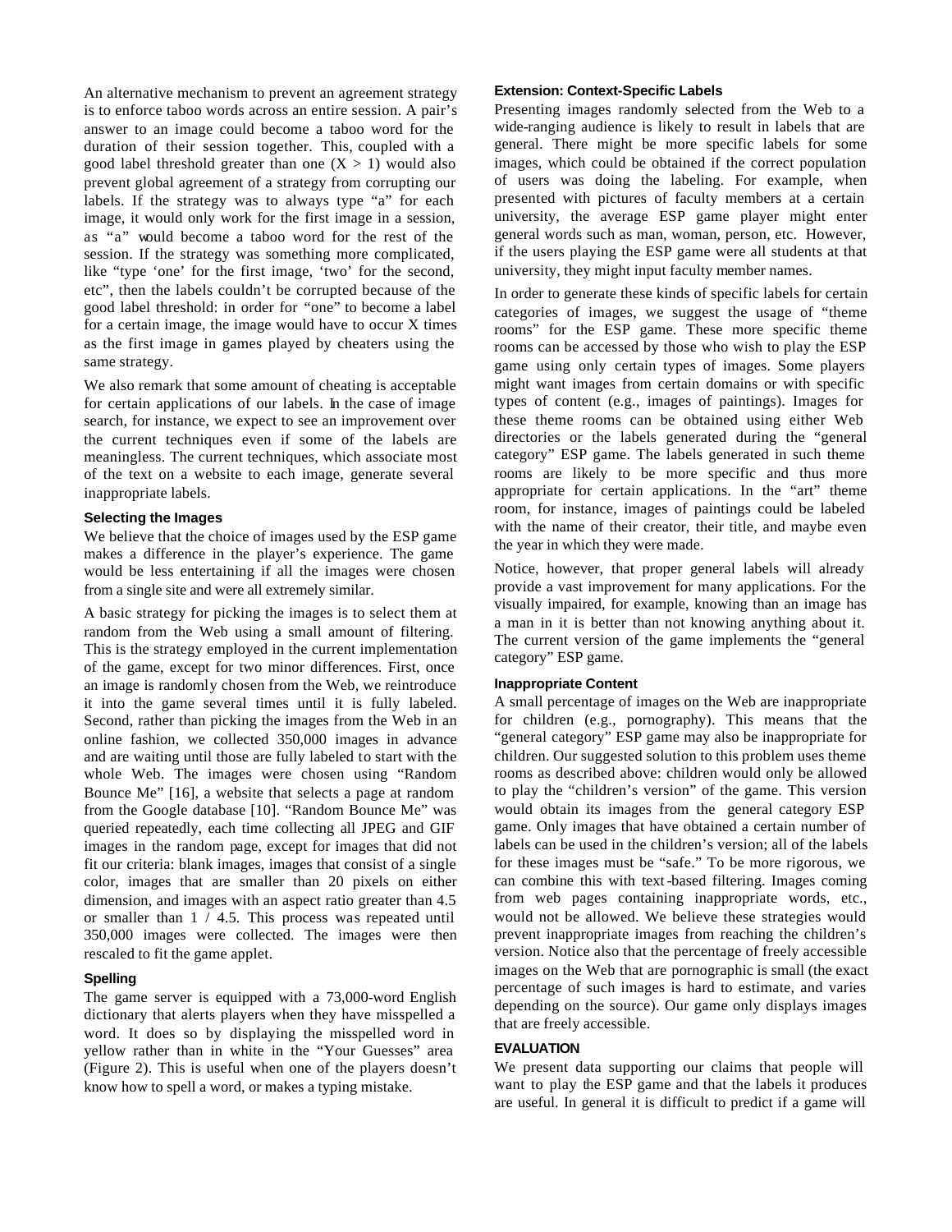An alternative mechanism to prevent an agreement strategy is to enforce taboo words across an entire session. A pair's answer to an image could become a taboo word for the duration of their session together. This, coupled with a good label threshold greater than one ($X > 1$) would also prevent global agreement of a strategy from corrupting our labels. If the strategy was to always type "a" for each image, it would only work for the first image in a session, as "a" would become a taboo word for the rest of the session. If the strategy was something more complicated, like "type 'one' for the first image, 'two' for the second, etc", then the labels couldn't be corrupted because of the good label threshold: in order for "one" to become a label for a certain image, the image would have to occur X times as the first image in games played by cheaters using the same strategy.

We also remark that some amount of cheating is acceptable for certain applications of our labels. In the case of image search, for instance, we expect to see an improvement over the current techniques even if some of the labels are meaningless. The current techniques, which associate most of the text on a website to each image, generate several inappropriate labels.

### Selecting the Images

We believe that the choice of images used by the ESP game makes a difference in the player's experience. The game would be less entertaining if all the images were chosen from a single site and were all extremely similar.

A basic strategy for picking the images is to select them at random from the Web using a small amount of filtering. This is the strategy employed in the current implementation of the game, except for two minor differences. First, once an image is randomly chosen from the Web, we reintroduce it into the game several times until it is fully labeled. Second, rather than picking the images from the Web in an online fashion, we collected 350,000 images in advance and are waiting until those are fully labeled to start with the whole Web. The images were chosen using "Random Bounce Me" [16], a website that selects a page at random from the Google database [10]. "Random Bounce Me" was queried repeatedly, each time collecting all JPEG and GIF images in the random page, except for images that did not fit our criteria: blank images, images that consist of a single color, images that are smaller than 20 pixels on either dimension, and images with an aspect ratio greater than 4.5 or smaller than 1 / 4.5. This process was repeated until 350,000 images were collected. The images were then rescaled to fit the game applet.

### Spelling

The game server is equipped with a 73,000-word English dictionary that alerts players when they have misspelled a word. It does so by displaying the misspelled word in yellow rather than in white in the "Your Guesses" area (Figure 2). This is useful when one of the players doesn't know how to spell a word, or makes a typing mistake.

### Extension: Context-Specific Labels

Presenting images randomly selected from the Web to a wide-ranging audience is likely to result in labels that are general. There might be more specific labels for some images, which could be obtained if the correct population of users was doing the labeling. For example, when presented with pictures of faculty members at a certain university, the average ESP game player might enter general words such as man, woman, person, etc. However, if the users playing the ESP game were all students at that university, they might input faculty member names.

In order to generate these kinds of specific labels for certain categories of images, we suggest the usage of "theme rooms" for the ESP game. These more specific theme rooms can be accessed by those who wish to play the ESP game using only certain types of images. Some players might want images from certain domains or with specific types of content (e.g., images of paintings). Images for these theme rooms can be obtained using either Web directories or the labels generated during the "general category" ESP game. The labels generated in such theme rooms are likely to be more specific and thus more appropriate for certain applications. In the "art" theme room, for instance, images of paintings could be labeled with the name of their creator, their title, and maybe even the year in which they were made.

Notice, however, that proper general labels will already provide a vast improvement for many applications. For the visually impaired, for example, knowing than an image has a man in it is better than not knowing anything about it. The current version of the game implements the "general category" ESP game.

### Inappropriate Content

A small percentage of images on the Web are inappropriate for children (e.g., pornography). This means that the "general category" ESP game may also be inappropriate for children. Our suggested solution to this problem uses theme rooms as described above: children would only be allowed to play the "children's version" of the game. This version would obtain its images from the general category ESP game. Only images that have obtained a certain number of labels can be used in the children's version; all of the labels for these images must be "safe." To be more rigorous, we can combine this with text-based filtering. Images coming from web pages containing inappropriate words, etc., would not be allowed. We believe these strategies would prevent inappropriate images from reaching the children's version. Notice also that the percentage of freely accessible images on the Web that are pornographic is small (the exact percentage of such images is hard to estimate, and varies depending on the source). Our game only displays images that are freely accessible.

## EVALUATION

We present data supporting our claims that people will want to play the ESP game and that the labels it produces are useful. In general it is difficult to predict if a game will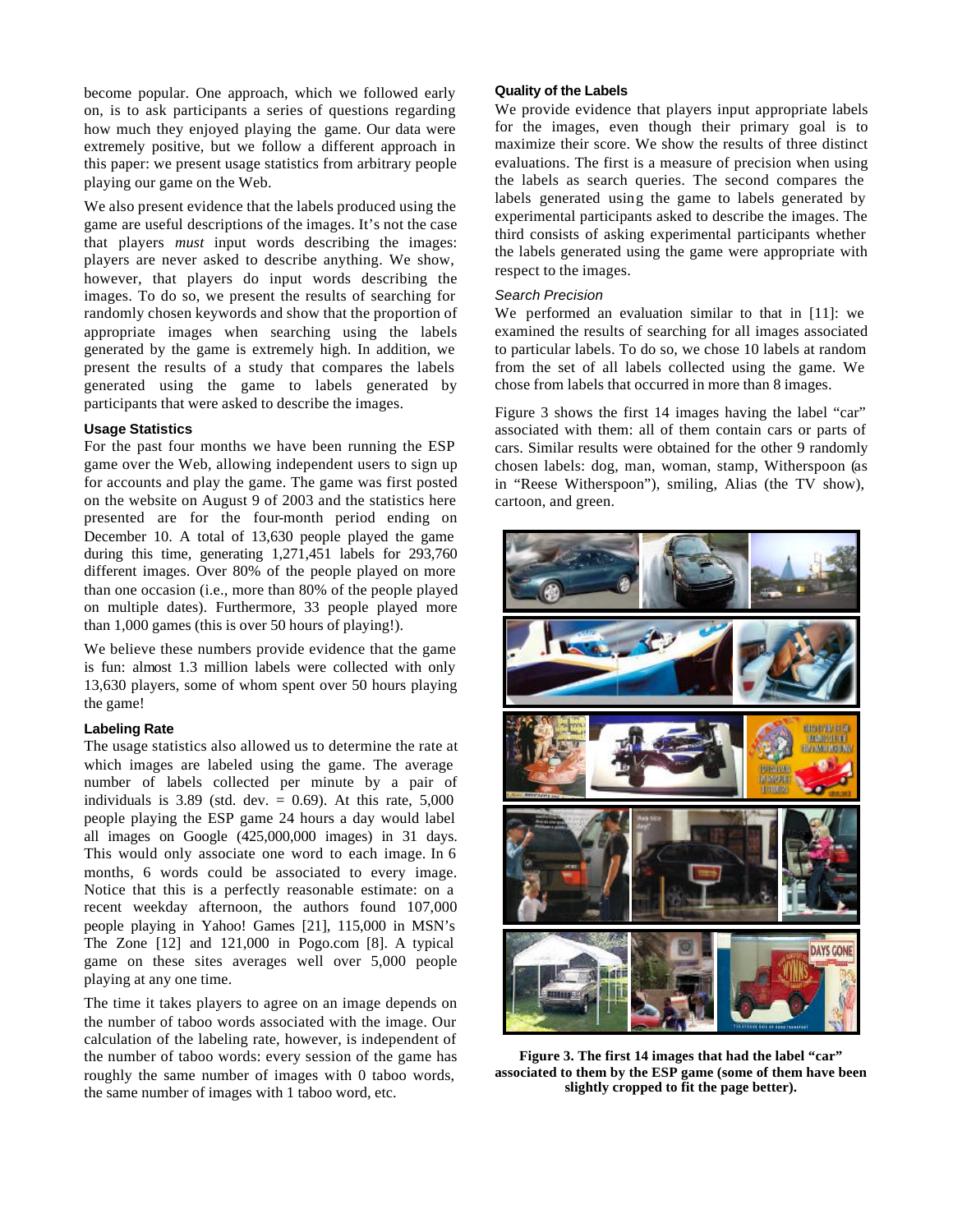become popular. One approach, which we followed early on, is to ask participants a series of questions regarding how much they enjoyed playing the game. Our data were extremely positive, but we follow a different approach in this paper: we present usage statistics from arbitrary people playing our game on the Web.

We also present evidence that the labels produced using the game are useful descriptions of the images. It's not the case that players *must* input words describing the images: players are never asked to describe anything. We show, however, that players do input words describing the images. To do so, we present the results of searching for randomly chosen keywords and show that the proportion of appropriate images when searching using the labels generated by the game is extremely high. In addition, we present the results of a study that compares the labels generated using the game to labels generated by participants that were asked to describe the images.

### Usage Statistics

For the past four months we have been running the ESP game over the Web, allowing independent users to sign up for accounts and play the game. The game was first posted on the website on August 9 of 2003 and the statistics here presented are for the four-month period ending on December 10. A total of 13,630 people played the game during this time, generating 1,271,451 labels for 293,760 different images. Over 80% of the people played on more than one occasion (i.e., more than 80% of the people played on multiple dates). Furthermore, 33 people played more than 1,000 games (this is over 50 hours of playing!).

We believe these numbers provide evidence that the game is fun: almost 1.3 million labels were collected with only 13,630 players, some of whom spent over 50 hours playing the game!

### Labeling Rate

The usage statistics also allowed us to determine the rate at which images are labeled using the game. The average number of labels collected per minute by a pair of individuals is 3.89 (std. dev. = 0.69). At this rate, 5,000 people playing the ESP game 24 hours a day would label all images on Google (425,000,000 images) in 31 days. This would only associate one word to each image. In 6 months, 6 words could be associated to every image. Notice that this is a perfectly reasonable estimate: on a recent weekday afternoon, the authors found 107,000 people playing in Yahoo! Games [21], 115,000 in MSN's The Zone [12] and 121,000 in Pogo.com [8]. A typical game on these sites averages well over 5,000 people playing at any one time.

The time it takes players to agree on an image depends on the number of taboo words associated with the image. Our calculation of the labeling rate, however, is independent of the number of taboo words: every session of the game has roughly the same number of images with 0 taboo words, the same number of images with 1 taboo word, etc.

### Quality of the Labels

We provide evidence that players input appropriate labels for the images, even though their primary goal is to maximize their score. We show the results of three distinct evaluations. The first is a measure of precision when using the labels as search queries. The second compares the labels generated using the game to labels generated by experimental participants asked to describe the images. The third consists of asking experimental participants whether the labels generated using the game were appropriate with respect to the images.

#### *Search Precision*

We performed an evaluation similar to that in [11]: we examined the results of searching for all images associated to particular labels. To do so, we chose 10 labels at random from the set of all labels collected using the game. We chose from labels that occurred in more than 8 images.

Figure 3 shows the first 14 images having the label "car" associated with them: all of them contain cars or parts of cars. Similar results were obtained for the other 9 randomly chosen labels: dog, man, woman, stamp, Witherspoon (as in "Reese Witherspoon"), smiling, Alias (the TV show), cartoon, and green.

**Figure 3. The first 14 images that had the label "car" associated to them by the ESP game (some of them have been slightly cropped to fit the page better).**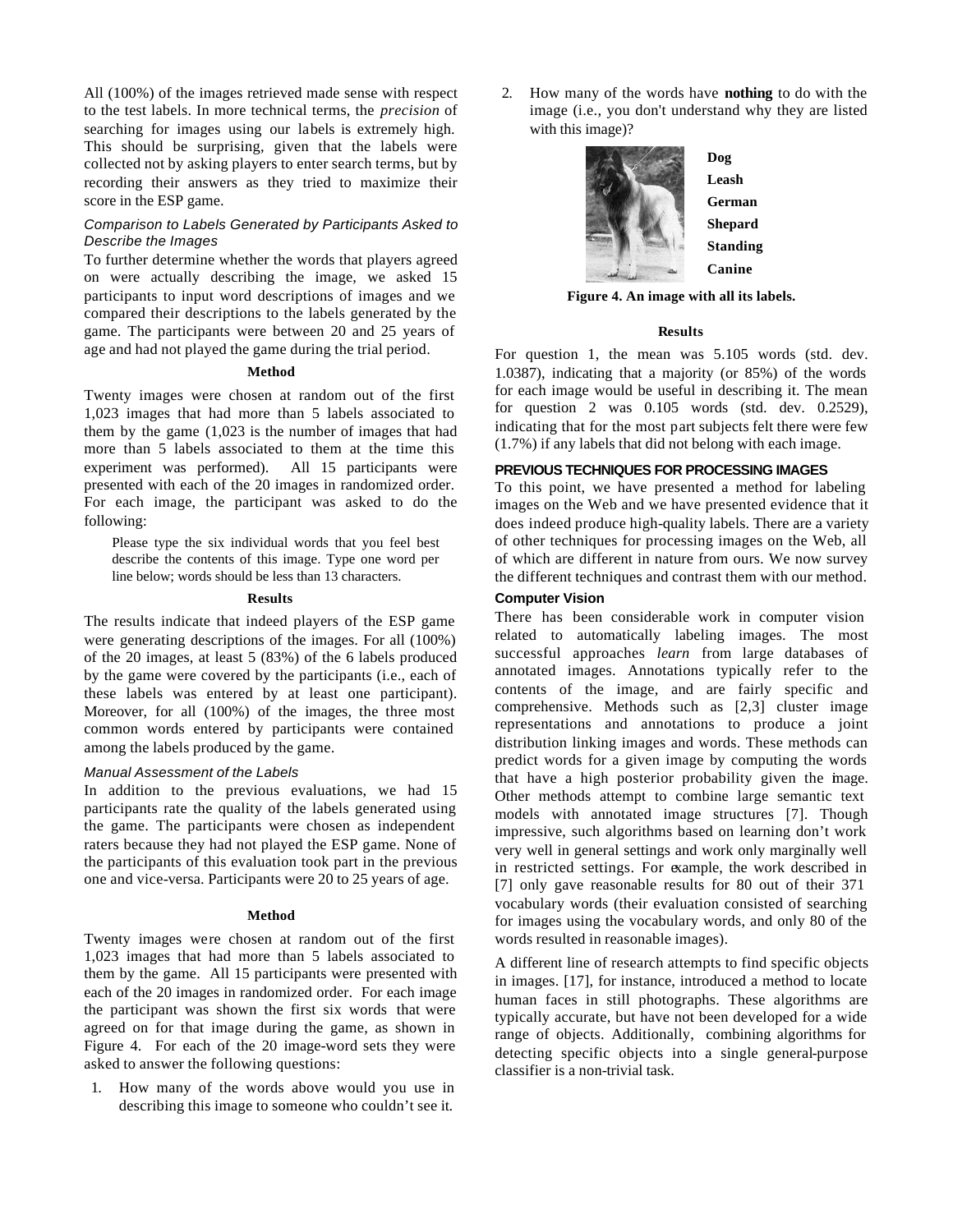All (100%) of the images retrieved made sense with respect to the test labels. In more technical terms, the *precision* of searching for images using our labels is extremely high. This should be surprising, given that the labels were collected not by asking players to enter search terms, but by recording their answers as they tried to maximize their score in the ESP game.

### *Comparison to Labels Generated by Participants Asked to Describe the Images*

To further determine whether the words that players agreed on were actually describing the image, we asked 15 participants to input word descriptions of images and we compared their descriptions to the labels generated by the game. The participants were between 20 and 25 years of age and had not played the game during the trial period.

#### Method

Twenty images were chosen at random out of the first 1,023 images that had more than 5 labels associated to them by the game (1,023 is the number of images that had more than 5 labels associated to them at the time this experiment was performed). All 15 participants were presented with each of the 20 images in randomized order. For each image, the participant was asked to do the following:

> Please type the six individual words that you feel best describe the contents of this image. Type one word per line below; words should be less than 13 characters.

#### Results

The results indicate that indeed players of the ESP game were generating descriptions of the images. For all (100%) of the 20 images, at least 5 (83%) of the 6 labels produced by the game were covered by the participants (i.e., each of these labels was entered by at least one participant). Moreover, for all (100%) of the images, the three most common words entered by participants were contained among the labels produced by the game.

### *Manual Assessment of the Labels*

In addition to the previous evaluations, we had 15 participants rate the quality of the labels generated using the game. The participants were chosen as independent raters because they had not played the ESP game. None of the participants of this evaluation took part in the previous one and vice-versa. Participants were 20 to 25 years of age.

#### Method

Twenty images were chosen at random out of the first 1,023 images that had more than 5 labels associated to them by the game. All 15 participants were presented with each of the 20 images in randomized order. For each image the participant was shown the first six words that were agreed on for that image during the game, as shown in Figure 4. For each of the 20 image-word sets they were asked to answer the following questions:

1. How many of the words above would you use in describing this image to someone who couldn't see it.
2. How many of the words have **nothing** to do with the image (i.e., you don't understand why they are listed with this image)?

**Dog**
**Leash**
**German**
**Shepard**
**Standing**
**Canine**

**Figure 4. An image with all its labels.**

#### Results

For question 1, the mean was 5.105 words (std. dev. 1.0387), indicating that a majority (or 85%) of the words for each image would be useful in describing it. The mean for question 2 was 0.105 words (std. dev. 0.2529), indicating that for the most part subjects felt there were few (1.7%) if any labels that did not belong with each image.

## PREVIOUS TECHNIQUES FOR PROCESSING IMAGES

To this point, we have presented a method for labeling images on the Web and we have presented evidence that it does indeed produce high-quality labels. There are a variety of other techniques for processing images on the Web, all of which are different in nature from ours. We now survey the different techniques and contrast them with our method.

### Computer Vision

There has been considerable work in computer vision related to automatically labeling images. The most successful approaches *learn* from large databases of annotated images. Annotations typically refer to the contents of the image, and are fairly specific and comprehensive. Methods such as [2,3] cluster image representations and annotations to produce a joint distribution linking images and words. These methods can predict words for a given image by computing the words that have a high posterior probability given the image. Other methods attempt to combine large semantic text models with annotated image structures [7]. Though impressive, such algorithms based on learning don't work very well in general settings and work only marginally well in restricted settings. For example, the work described in [7] only gave reasonable results for 80 out of their 371 vocabulary words (their evaluation consisted of searching for images using the vocabulary words, and only 80 of the words resulted in reasonable images).

A different line of research attempts to find specific objects in images. [17], for instance, introduced a method to locate human faces in still photographs. These algorithms are typically accurate, but have not been developed for a wide range of objects. Additionally, combining algorithms for detecting specific objects into a single general-purpose classifier is a non-trivial task.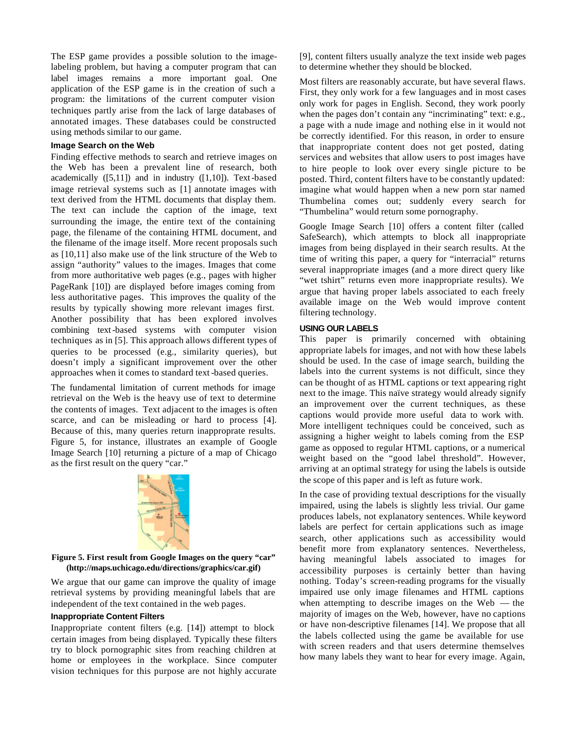The ESP game provides a possible solution to the image-labeling problem, but having a computer program that can label images remains a more important goal. One application of the ESP game is in the creation of such a program: the limitations of the current computer vision techniques partly arise from the lack of large databases of annotated images. These databases could be constructed using methods similar to our game.

### Image Search on the Web

Finding effective methods to search and retrieve images on the Web has been a prevalent line of research, both academically ([5,11]) and in industry ([1,10]). Text-based image retrieval systems such as [1] annotate images with text derived from the HTML documents that display them. The text can include the caption of the image, text surrounding the image, the entire text of the containing page, the filename of the containing HTML document, and the filename of the image itself. More recent proposals such as [10,11] also make use of the link structure of the Web to assign "authority" values to the images. Images that come from more authoritative web pages (e.g., pages with higher PageRank [10]) are displayed before images coming from less authoritative pages. This improves the quality of the results by typically showing more relevant images first. Another possibility that has been explored involves combining text-based systems with computer vision techniques as in [5]. This approach allows different types of queries to be processed (e.g., similarity queries), but doesn't imply a significant improvement over the other approaches when it comes to standard text-based queries.

The fundamental limitation of current methods for image retrieval on the Web is the heavy use of text to determine the contents of images. Text adjacent to the images is often scarce, and can be misleading or hard to process [4]. Because of this, many queries return inapproprate results. Figure 5, for instance, illustrates an example of Google Image Search [10] returning a picture of a map of Chicago as the first result on the query "car."

**Figure 5. First result from Google Images on the query "car" (http://maps.uchicago.edu/directions/graphics/car.gif)**

We argue that our game can improve the quality of image retrieval systems by providing meaningful labels that are independent of the text contained in the web pages.

### Inappropriate Content Filters

Inappropriate content filters (e.g. [14]) attempt to block certain images from being displayed. Typically these filters try to block pornographic sites from reaching children at home or employees in the workplace. Since computer vision techniques for this purpose are not highly accurate [9], content filters usually analyze the text inside web pages to determine whether they should be blocked.

Most filters are reasonably accurate, but have several flaws. First, they only work for a few languages and in most cases only work for pages in English. Second, they work poorly when the pages don't contain any "incriminating" text: e.g., a page with a nude image and nothing else in it would not be correctly identified. For this reason, in order to ensure that inappropriate content does not get posted, dating services and websites that allow users to post images have to hire people to look over every single picture to be posted. Third, content filters have to be constantly updated: imagine what would happen when a new porn star named Thumbelina comes out; suddenly every search for "Thumbelina" would return some pornography.

Google Image Search [10] offers a content filter (called SafeSearch), which attempts to block all inappropriate images from being displayed in their search results. At the time of writing this paper, a query for "interracial" returns several inappropriate images (and a more direct query like "wet tshirt" returns even more inappropriate results). We argue that having proper labels associated to each freely available image on the Web would improve content filtering technology.

## USING OUR LABELS

This paper is primarily concerned with obtaining appropriate labels for images, and not with how these labels should be used. In the case of image search, building the labels into the current systems is not difficult, since they can be thought of as HTML captions or text appearing right next to the image. This naïve strategy would already signify an improvement over the current techniques, as these captions would provide more useful data to work with. More intelligent techniques could be conceived, such as assigning a higher weight to labels coming from the ESP game as opposed to regular HTML captions, or a numerical weight based on the "good label threshold". However, arriving at an optimal strategy for using the labels is outside the scope of this paper and is left as future work.

In the case of providing textual descriptions for the visually impaired, using the labels is slightly less trivial. Our game produces labels, not explanatory sentences. While keyword labels are perfect for certain applications such as image search, other applications such as accessibility would benefit more from explanatory sentences. Nevertheless, having meaningful labels associated to images for accessibility purposes is certainly better than having nothing. Today's screen-reading programs for the visually impaired use only image filenames and HTML captions when attempting to describe images on the Web — the majority of images on the Web, however, have no captions or have non-descriptive filenames [14]. We propose that all the labels collected using the game be available for use with screen readers and that users determine themselves how many labels they want to hear for every image. Again,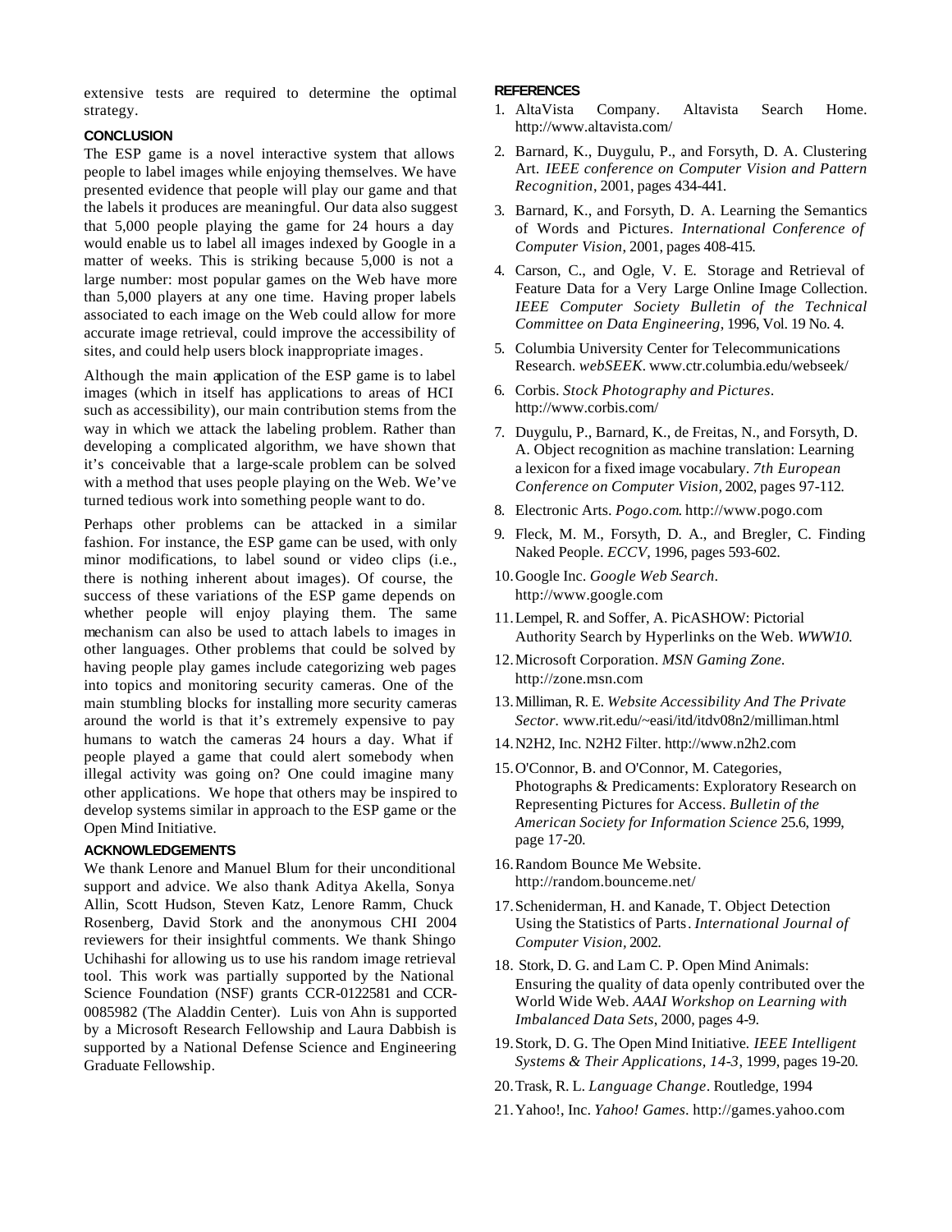extensive tests are required to determine the optimal strategy.

## CONCLUSION

The ESP game is a novel interactive system that allows people to label images while enjoying themselves. We have presented evidence that people will play our game and that the labels it produces are meaningful. Our data also suggest that 5,000 people playing the game for 24 hours a day would enable us to label all images indexed by Google in a matter of weeks. This is striking because 5,000 is not a large number: most popular games on the Web have more than 5,000 players at any one time. Having proper labels associated to each image on the Web could allow for more accurate image retrieval, could improve the accessibility of sites, and could help users block inappropriate images.

Although the main application of the ESP game is to label images (which in itself has applications to areas of HCI such as accessibility), our main contribution stems from the way in which we attack the labeling problem. Rather than developing a complicated algorithm, we have shown that it's conceivable that a large-scale problem can be solved with a method that uses people playing on the Web. We've turned tedious work into something people want to do.

Perhaps other problems can be attacked in a similar fashion. For instance, the ESP game can be used, with only minor modifications, to label sound or video clips (i.e., there is nothing inherent about images). Of course, the success of these variations of the ESP game depends on whether people will enjoy playing them. The same mechanism can also be used to attach labels to images in other languages. Other problems that could be solved by having people play games include categorizing web pages into topics and monitoring security cameras. One of the main stumbling blocks for installing more security cameras around the world is that it's extremely expensive to pay humans to watch the cameras 24 hours a day. What if people played a game that could alert somebody when illegal activity was going on? One could imagine many other applications. We hope that others may be inspired to develop systems similar in approach to the ESP game or the Open Mind Initiative.

## ACKNOWLEDGEMENTS

We thank Lenore and Manuel Blum for their unconditional support and advice. We also thank Aditya Akella, Sonya Allin, Scott Hudson, Steven Katz, Lenore Ramm, Chuck Rosenberg, David Stork and the anonymous CHI 2004 reviewers for their insightful comments. We thank Shingo Uchihashi for allowing us to use his random image retrieval tool. This work was partially supported by the National Science Foundation (NSF) grants CCR-0122581 and CCR-0085982 (The Aladdin Center). Luis von Ahn is supported by a Microsoft Research Fellowship and Laura Dabbish is supported by a National Defense Science and Engineering Graduate Fellowship.

## REFERENCES

1. AltaVista Company. Altavista Search Home. http://www.altavista.com/
2. Barnard, K., Duygulu, P., and Forsyth, D. A. Clustering Art. *IEEE conference on Computer Vision and Pattern Recognition*, 2001, pages 434-441.
3. Barnard, K., and Forsyth, D. A. Learning the Semantics of Words and Pictures. *International Conference of Computer Vision*, 2001, pages 408-415.
4. Carson, C., and Ogle, V. E. Storage and Retrieval of Feature Data for a Very Large Online Image Collection. *IEEE Computer Society Bulletin of the Technical Committee on Data Engineering*, 1996, Vol. 19 No. 4.
5. Columbia University Center for Telecommunications Research. *webSEEK*. www.ctr.columbia.edu/webseek/
6. Corbis. *Stock Photography and Pictures*. http://www.corbis.com/
7. Duygulu, P., Barnard, K., de Freitas, N., and Forsyth, D. A. Object recognition as machine translation: Learning a lexicon for a fixed image vocabulary. *7th European Conference on Computer Vision*, 2002, pages 97-112.
8. Electronic Arts. *Pogo.com*. http://www.pogo.com
9. Fleck, M. M., Forsyth, D. A., and Bregler, C. Finding Naked People. *ECCV*, 1996, pages 593-602.
10. Google Inc. *Google Web Search*. http://www.google.com
11. Lempel, R. and Soffer, A. PicASHOW: Pictorial Authority Search by Hyperlinks on the Web. *WWW10*.
12. Microsoft Corporation. *MSN Gaming Zone*. http://zone.msn.com
13. Milliman, R. E. *Website Accessibility And The Private Sector*. www.rit.edu/~easi/itd/itdv08n2/milliman.html
14. N2H2, Inc. N2H2 Filter. http://www.n2h2.com
15. O'Connor, B. and O'Connor, M. Categories, Photographs & Predicaments: Exploratory Research on Representing Pictures for Access. *Bulletin of the American Society for Information Science* 25.6, 1999, page 17-20.
16. Random Bounce Me Website. http://random.bounceme.net/
17. Scheniderman, H. and Kanade, T. Object Detection Using the Statistics of Parts. *International Journal of Computer Vision*, 2002.
18. Stork, D. G. and Lam C. P. Open Mind Animals: Ensuring the quality of data openly contributed over the World Wide Web. *AAAI Workshop on Learning with Imbalanced Data Sets*, 2000, pages 4-9.
19. Stork, D. G. The Open Mind Initiative. *IEEE Intelligent Systems & Their Applications, 14-3*, 1999, pages 19-20.
20. Trask, R. L. *Language Change*. Routledge, 1994
21. Yahoo!, Inc. *Yahoo! Games*. http://games.yahoo.com